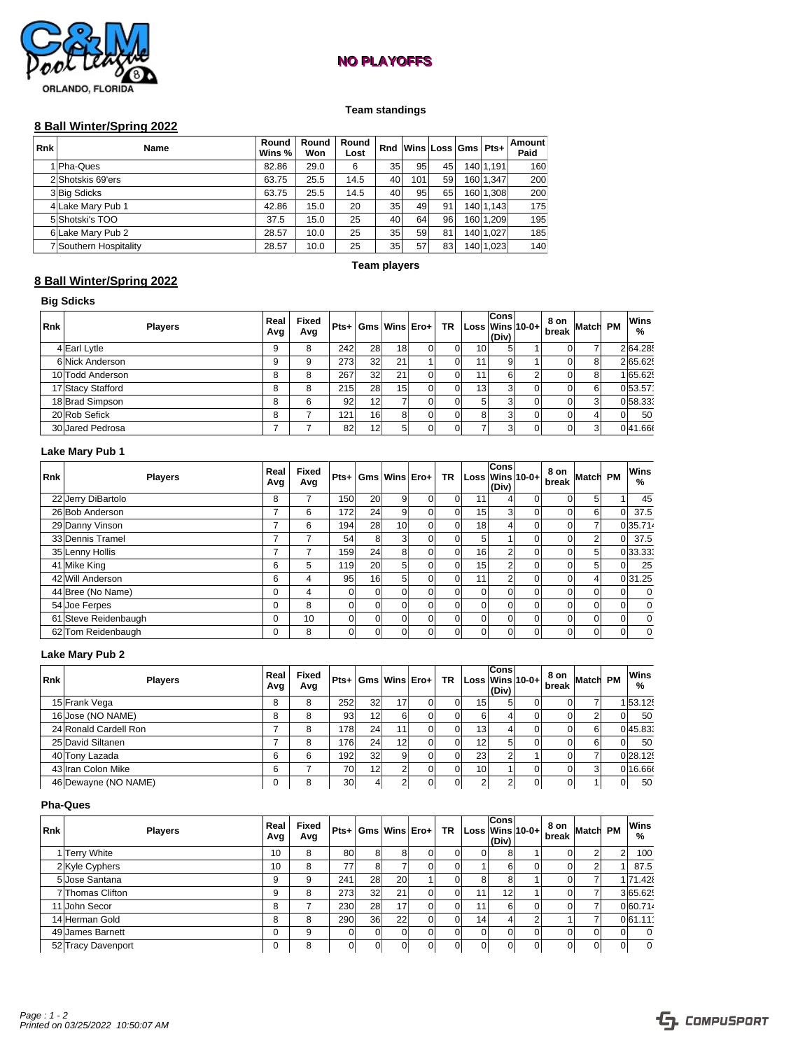**NO PLAYOFFS**

### Team standings

## 8 Ball Winter/Spring 2022

| Rnk | Name | Round Wins % | Round Won | Round Lost | Rnd | Wins | Loss | Gms | Pts+ | Amount Paid |
|---|---|---|---|---|---|---|---|---|---|---|
| 1 | Pha-Ques | 82.86 | 29.0 | 6 | 35 | 95 | 45 | 140 | 1,191 | 160 |
| 2 | Shotskis 69'ers | 63.75 | 25.5 | 14.5 | 40 | 101 | 59 | 160 | 1,347 | 200 |
| 3 | Big Sdicks | 63.75 | 25.5 | 14.5 | 40 | 95 | 65 | 160 | 1,308 | 200 |
| 4 | Lake Mary Pub 1 | 42.86 | 15.0 | 20 | 35 | 49 | 91 | 140 | 1,143 | 175 |
| 5 | Shotski's TOO | 37.5 | 15.0 | 25 | 40 | 64 | 96 | 160 | 1,209 | 195 |
| 6 | Lake Mary Pub 2 | 28.57 | 10.0 | 25 | 35 | 59 | 81 | 140 | 1,027 | 185 |
| 7 | Southern Hospitality | 28.57 | 10.0 | 25 | 35 | 57 | 83 | 140 | 1,023 | 140 |

### Team players

## 8 Ball Winter/Spring 2022

**Big Sdicks**

| Rnk | Players | Real Avg | Fixed Avg | Pts+ | Gms | Wins | Ero+ | TR | Loss | Cons Wins (Div) | 10-0+ | 8 on break | Match | PM | Wins % |
|---|---|---|---|---|---|---|---|---|---|---|---|---|---|---|---|
| 4 | Earl Lytle | 9 | 8 | 242 | 28 | 18 | 0 | 0 | 10 | 5 | 1 | 0 | 7 | 2 | 64.285 |
| 6 | Nick Anderson | 9 | 9 | 273 | 32 | 21 | 1 | 0 | 11 | 9 | 1 | 0 | 8 | 2 | 65.625 |
| 10 | Todd Anderson | 8 | 8 | 267 | 32 | 21 | 0 | 0 | 11 | 6 | 2 | 0 | 8 | 1 | 65.625 |
| 17 | Stacy Stafford | 8 | 8 | 215 | 28 | 15 | 0 | 0 | 13 | 3 | 0 | 0 | 6 | 0 | 53.571 |
| 18 | Brad Simpson | 8 | 6 | 92 | 12 | 7 | 0 | 0 | 5 | 3 | 0 | 0 | 3 | 0 | 58.333 |
| 20 | Rob Sefick | 8 | 7 | 121 | 16 | 8 | 0 | 0 | 8 | 3 | 0 | 0 | 4 | 0 | 50 |
| 30 | Jared Pedrosa | 7 | 7 | 82 | 12 | 5 | 0 | 0 | 7 | 3 | 0 | 0 | 3 | 0 | 41.666 |

**Lake Mary Pub 1**

| Rnk | Players | Real Avg | Fixed Avg | Pts+ | Gms | Wins | Ero+ | TR | Loss | Cons Wins (Div) | 10-0+ | 8 on break | Match | PM | Wins % |
|---|---|---|---|---|---|---|---|---|---|---|---|---|---|---|---|
| 22 | Jerry DiBartolo | 8 | 7 | 150 | 20 | 9 | 0 | 0 | 11 | 4 | 0 | 0 | 5 | 1 | 45 |
| 26 | Bob Anderson | 7 | 6 | 172 | 24 | 9 | 0 | 0 | 15 | 3 | 0 | 0 | 6 | 0 | 37.5 |
| 29 | Danny Vinson | 7 | 6 | 194 | 28 | 10 | 0 | 0 | 18 | 4 | 0 | 0 | 7 | 0 | 35.714 |
| 33 | Dennis Tramel | 7 | 7 | 54 | 8 | 3 | 0 | 0 | 5 | 1 | 0 | 0 | 2 | 0 | 37.5 |
| 35 | Lenny Hollis | 7 | 7 | 159 | 24 | 8 | 0 | 0 | 16 | 2 | 0 | 0 | 5 | 0 | 33.333 |
| 41 | Mike King | 6 | 5 | 119 | 20 | 5 | 0 | 0 | 15 | 2 | 0 | 0 | 5 | 0 | 25 |
| 42 | Will Anderson | 6 | 4 | 95 | 16 | 5 | 0 | 0 | 11 | 2 | 0 | 0 | 4 | 0 | 31.25 |
| 44 | Bree (No Name) | 0 | 4 | 0 | 0 | 0 | 0 | 0 | 0 | 0 | 0 | 0 | 0 | 0 | 0 |
| 54 | Joe Ferpes | 0 | 8 | 0 | 0 | 0 | 0 | 0 | 0 | 0 | 0 | 0 | 0 | 0 | 0 |
| 61 | Steve Reidenbaugh | 0 | 10 | 0 | 0 | 0 | 0 | 0 | 0 | 0 | 0 | 0 | 0 | 0 | 0 |
| 62 | Tom Reidenbaugh | 0 | 8 | 0 | 0 | 0 | 0 | 0 | 0 | 0 | 0 | 0 | 0 | 0 | 0 |

**Lake Mary Pub 2**

| Rnk | Players | Real Avg | Fixed Avg | Pts+ | Gms | Wins | Ero+ | TR | Loss | Cons Wins (Div) | 10-0+ | 8 on break | Match | PM | Wins % |
|---|---|---|---|---|---|---|---|---|---|---|---|---|---|---|---|
| 15 | Frank Vega | 8 | 8 | 252 | 32 | 17 | 0 | 0 | 15 | 5 | 0 | 0 | 7 | 1 | 53.125 |
| 16 | Jose (NO NAME) | 8 | 8 | 93 | 12 | 6 | 0 | 0 | 6 | 4 | 0 | 0 | 2 | 0 | 50 |
| 24 | Ronald Cardell Ron | 7 | 8 | 178 | 24 | 11 | 0 | 0 | 13 | 4 | 0 | 0 | 6 | 0 | 45.833 |
| 25 | David Siltanen | 7 | 8 | 176 | 24 | 12 | 0 | 0 | 12 | 5 | 0 | 0 | 6 | 0 | 50 |
| 40 | Tony Lazada | 6 | 6 | 192 | 32 | 9 | 0 | 0 | 23 | 2 | 1 | 0 | 7 | 0 | 28.125 |
| 43 | Iran Colon Mike | 6 | 7 | 70 | 12 | 2 | 0 | 0 | 10 | 1 | 0 | 0 | 3 | 0 | 16.666 |
| 46 | Dewayne (NO NAME) | 0 | 8 | 30 | 4 | 2 | 0 | 0 | 2 | 2 | 0 | 0 | 1 | 0 | 50 |

**Pha-Ques**

| Rnk | Players | Real Avg | Fixed Avg | Pts+ | Gms | Wins | Ero+ | TR | Loss | Cons Wins (Div) | 10-0+ | 8 on break | Match | PM | Wins % |
|---|---|---|---|---|---|---|---|---|---|---|---|---|---|---|---|
| 1 | Terry White | 10 | 8 | 80 | 8 | 8 | 0 | 0 | 0 | 8 | 1 | 0 | 2 | 2 | 100 |
| 2 | Kyle Cyphers | 10 | 8 | 77 | 8 | 7 | 0 | 0 | 1 | 6 | 0 | 0 | 2 | 1 | 87.5 |
| 5 | Jose Santana | 9 | 9 | 241 | 28 | 20 | 1 | 0 | 8 | 8 | 1 | 0 | 7 | 1 | 71.428 |
| 7 | Thomas Clifton | 9 | 8 | 273 | 32 | 21 | 0 | 0 | 11 | 12 | 1 | 0 | 7 | 3 | 65.625 |
| 11 | John Secor | 8 | 7 | 230 | 28 | 17 | 0 | 0 | 11 | 6 | 0 | 0 | 7 | 0 | 60.714 |
| 14 | Herman Gold | 8 | 8 | 290 | 36 | 22 | 0 | 0 | 14 | 4 | 2 | 1 | 7 | 0 | 61.111 |
| 49 | James Barnett | 0 | 9 | 0 | 0 | 0 | 0 | 0 | 0 | 0 | 0 | 0 | 0 | 0 | 0 |
| 52 | Tracy Davenport | 0 | 8 | 0 | 0 | 0 | 0 | 0 | 0 | 0 | 0 | 0 | 0 | 0 | 0 |

*Printed on 03/25/2022 10:50:07 AM*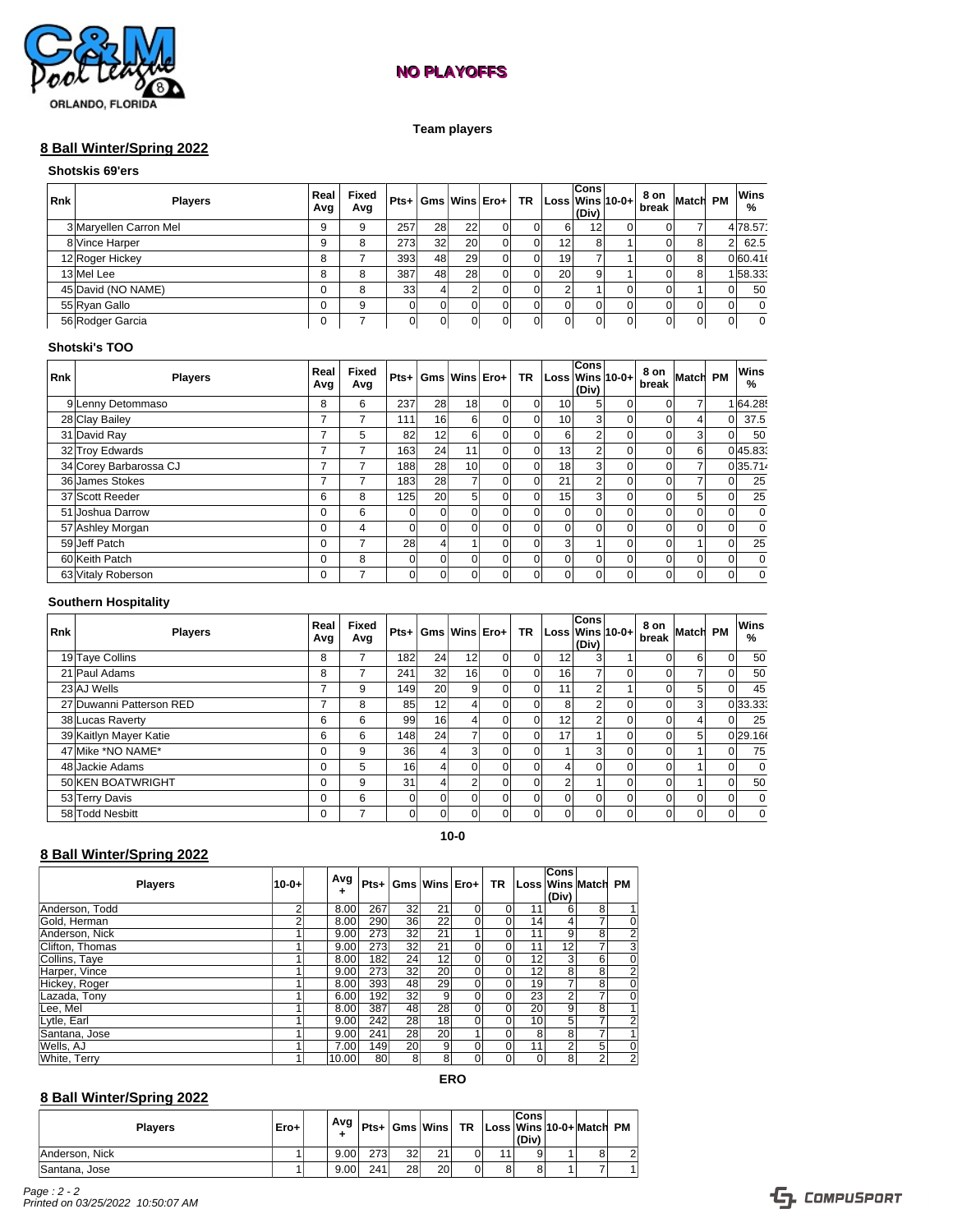ORLANDO, FLORIDA

**NO PLAYOFFS**

**Team players**

## 8 Ball Winter/Spring 2022

### Shotskis 69'ers

| Rnk | Players | Real Avg | Fixed Avg | Pts+ | Gms | Wins | Ero+ | TR | Loss | Cons Wins (Div) | 10-0+ | 8 on break | Match | PM | Wins % |
|---|---|---|---|---|---|---|---|---|---|---|---|---|---|---|---|
| 3 | Maryellen Carron Mel | 9 | 9 | 257 | 28 | 22 | 0 | 0 | 6 | 12 | 0 | 0 | 7 | 4 | 78.57 |
| 8 | Vince Harper | 9 | 8 | 273 | 32 | 20 | 0 | 0 | 12 | 8 | 1 | 0 | 8 | 2 | 62.5 |
| 12 | Roger Hickey | 8 | 7 | 393 | 48 | 29 | 0 | 0 | 19 | 7 | 1 | 0 | 8 | 0 | 60.41 |
| 13 | Mel Lee | 8 | 8 | 387 | 48 | 28 | 0 | 0 | 20 | 9 | 1 | 0 | 8 | 1 | 58.33 |
| 45 | David (NO NAME) | 0 | 8 | 33 | 4 | 2 | 0 | 0 | 2 | 1 | 0 | 0 | 1 | 0 | 50 |
| 55 | Ryan Gallo | 0 | 9 | 0 | 0 | 0 | 0 | 0 | 0 | 0 | 0 | 0 | 0 | 0 | 0 |
| 56 | Rodger Garcia | 0 | 7 | 0 | 0 | 0 | 0 | 0 | 0 | 0 | 0 | 0 | 0 | 0 | 0 |

### Shotski's TOO

| Rnk | Players | Real Avg | Fixed Avg | Pts+ | Gms | Wins | Ero+ | TR | Loss | Cons Wins (Div) | 10-0+ | 8 on break | Match | PM | Wins % |
|---|---|---|---|---|---|---|---|---|---|---|---|---|---|---|---|
| 9 | Lenny Detommaso | 8 | 6 | 237 | 28 | 18 | 0 | 0 | 10 | 5 | 0 | 0 | 7 | 1 | 64.28 |
| 28 | Clay Bailey | 7 | 7 | 111 | 16 | 6 | 0 | 0 | 10 | 3 | 0 | 0 | 4 | 0 | 37.5 |
| 31 | David Ray | 7 | 5 | 82 | 12 | 6 | 0 | 0 | 6 | 2 | 0 | 0 | 3 | 0 | 50 |
| 32 | Troy Edwards | 7 | 7 | 163 | 24 | 11 | 0 | 0 | 13 | 2 | 0 | 0 | 6 | 0 | 45.83 |
| 34 | Corey Barbarossa CJ | 7 | 7 | 188 | 28 | 10 | 0 | 0 | 18 | 3 | 0 | 0 | 7 | 0 | 35.71 |
| 36 | James Stokes | 7 | 7 | 183 | 28 | 7 | 0 | 0 | 21 | 2 | 0 | 0 | 7 | 0 | 25 |
| 37 | Scott Reeder | 6 | 8 | 125 | 20 | 5 | 0 | 0 | 15 | 3 | 0 | 0 | 5 | 0 | 25 |
| 51 | Joshua Darrow | 0 | 6 | 0 | 0 | 0 | 0 | 0 | 0 | 0 | 0 | 0 | 0 | 0 | 0 |
| 57 | Ashley Morgan | 0 | 4 | 0 | 0 | 0 | 0 | 0 | 0 | 0 | 0 | 0 | 0 | 0 | 0 |
| 59 | Jeff Patch | 0 | 7 | 28 | 4 | 1 | 0 | 0 | 3 | 1 | 0 | 0 | 1 | 0 | 25 |
| 60 | Keith Patch | 0 | 8 | 0 | 0 | 0 | 0 | 0 | 0 | 0 | 0 | 0 | 0 | 0 | 0 |
| 63 | Vitaly Roberson | 0 | 7 | 0 | 0 | 0 | 0 | 0 | 0 | 0 | 0 | 0 | 0 | 0 | 0 |

### Southern Hospitality

| Rnk | Players | Real Avg | Fixed Avg | Pts+ | Gms | Wins | Ero+ | TR | Loss | Cons Wins (Div) | 10-0+ | 8 on break | Match | PM | Wins % |
|---|---|---|---|---|---|---|---|---|---|---|---|---|---|---|---|
| 19 | Taye Collins | 8 | 7 | 182 | 24 | 12 | 0 | 0 | 12 | 3 | 1 | 0 | 6 | 0 | 50 |
| 21 | Paul Adams | 8 | 7 | 241 | 32 | 16 | 0 | 0 | 16 | 7 | 0 | 0 | 7 | 0 | 50 |
| 23 | AJ Wells | 7 | 9 | 149 | 20 | 9 | 0 | 0 | 11 | 2 | 1 | 0 | 5 | 0 | 45 |
| 27 | Duwanni Patterson RED | 7 | 8 | 85 | 12 | 4 | 0 | 0 | 8 | 2 | 0 | 0 | 3 | 0 | 33.33 |
| 38 | Lucas Raverty | 6 | 6 | 99 | 16 | 4 | 0 | 0 | 12 | 2 | 0 | 0 | 4 | 0 | 25 |
| 39 | Kaitlyn Mayer Katie | 6 | 6 | 148 | 24 | 7 | 0 | 0 | 17 | 1 | 0 | 0 | 5 | 0 | 29.16 |
| 47 | Mike *NO NAME* | 0 | 9 | 36 | 4 | 3 | 0 | 0 | 1 | 3 | 0 | 0 | 1 | 0 | 75 |
| 48 | Jackie Adams | 0 | 5 | 16 | 4 | 0 | 0 | 0 | 4 | 0 | 0 | 0 | 1 | 0 | 0 |
| 50 | KEN BOATWRIGHT | 0 | 9 | 31 | 4 | 2 | 0 | 0 | 2 | 1 | 0 | 0 | 1 | 0 | 50 |
| 53 | Terry Davis | 0 | 6 | 0 | 0 | 0 | 0 | 0 | 0 | 0 | 0 | 0 | 0 | 0 | 0 |
| 58 | Todd Nesbitt | 0 | 7 | 0 | 0 | 0 | 0 | 0 | 0 | 0 | 0 | 0 | 0 | 0 | 0 |

**10-0**

## 8 Ball Winter/Spring 2022

| Players | 10-0+ | Avg + | Pts+ | Gms | Wins | Ero+ | TR | Loss | Cons Wins (Div) | Match | PM |
|---|---|---|---|---|---|---|---|---|---|---|---|
| Anderson, Todd | 2 | 8.00 | 267 | 32 | 21 | 0 | 0 | 11 | 6 | 8 | 1 |
| Gold, Herman | 2 | 8.00 | 290 | 36 | 22 | 0 | 0 | 14 | 4 | 7 | 0 |
| Anderson, Nick | 1 | 9.00 | 273 | 32 | 21 | 1 | 0 | 11 | 9 | 8 | 2 |
| Clifton, Thomas | 1 | 9.00 | 273 | 32 | 21 | 0 | 0 | 11 | 12 | 7 | 3 |
| Collins, Taye | 1 | 8.00 | 182 | 24 | 12 | 0 | 0 | 12 | 3 | 6 | 0 |
| Harper, Vince | 1 | 9.00 | 273 | 32 | 20 | 0 | 0 | 12 | 8 | 8 | 2 |
| Hickey, Roger | 1 | 8.00 | 393 | 48 | 29 | 0 | 0 | 19 | 7 | 8 | 0 |
| Lazada, Tony | 1 | 6.00 | 192 | 32 | 9 | 0 | 0 | 23 | 2 | 7 | 0 |
| Lee, Mel | 1 | 8.00 | 387 | 48 | 28 | 0 | 0 | 20 | 9 | 8 | 1 |
| Lytle, Earl | 1 | 9.00 | 242 | 28 | 18 | 0 | 0 | 10 | 5 | 7 | 2 |
| Santana, Jose | 1 | 9.00 | 241 | 28 | 20 | 1 | 0 | 8 | 8 | 7 | 1 |
| Wells, AJ | 1 | 7.00 | 149 | 20 | 9 | 0 | 0 | 11 | 2 | 5 | 0 |
| White, Terry | 1 | 10.00 | 80 | 8 | 8 | 0 | 0 | 0 | 8 | 2 | 2 |

**ERO**

## 8 Ball Winter/Spring 2022

| Players | Ero+ | Avg + | Pts+ | Gms | Wins | TR | Loss | Cons Wins (Div) | 10-0+ | Match | PM |
|---|---|---|---|---|---|---|---|---|---|---|---|
| Anderson, Nick | 1 | 9.00 | 273 | 32 | 21 | 0 | 11 | 9 | 1 | 8 | 2 |
| Santana, Jose | 1 | 9.00 | 241 | 28 | 20 | 0 | 8 | 8 | 1 | 7 | 1 |

*Printed on 03/25/2022 10:50:07 AM*